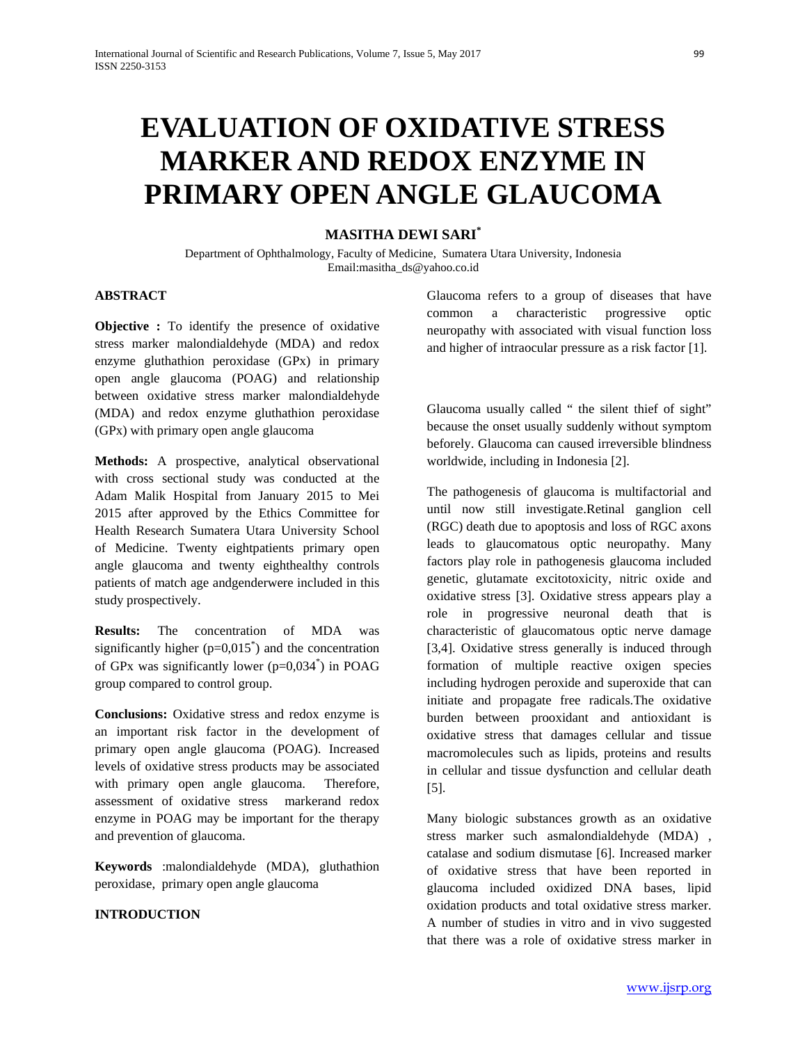# EVALUATION OF OXIDATIVE STRESS MARKER AND REDOX ENZYME IN PRIMARY OPEN ANGLE GLAUCOMA

**MASITHA DEWI SARI***

Department of Ophthalmology, Faculty of Medicine, Sumatera Utara University, Indonesia
Email:masitha_ds@yahoo.co.id

## ABSTRACT

**Objective :** To identify the presence of oxidative stress marker malondialdehyde (MDA) and redox enzyme gluthathion peroxidase (GPx) in primary open angle glaucoma (POAG) and relationship between oxidative stress marker malondialdehyde (MDA) and redox enzyme gluthathion peroxidase (GPx) with primary open angle glaucoma

**Methods:** A prospective, analytical observational with cross sectional study was conducted at the Adam Malik Hospital from January 2015 to Mei 2015 after approved by the Ethics Committee for Health Research Sumatera Utara University School of Medicine. Twenty eightpatients primary open angle glaucoma and twenty eighthealthy controls patients of match age andgenderwere included in this study prospectively.

**Results:** The concentration of MDA was significantly higher (p=0,015*) and the concentration of GPx was significantly lower (p=0,034*) in POAG group compared to control group.

**Conclusions:** Oxidative stress and redox enzyme is an important risk factor in the development of primary open angle glaucoma (POAG). Increased levels of oxidative stress products may be associated with primary open angle glaucoma. Therefore, assessment of oxidative stress markerand redox enzyme in POAG may be important for the therapy and prevention of glaucoma.

**Keywords** :malondialdehyde (MDA), gluthathion peroxidase, primary open angle glaucoma

## INTRODUCTION

Glaucoma refers to a group of diseases that have common a characteristic progressive optic neuropathy with associated with visual function loss and higher of intraocular pressure as a risk factor [1].

Glaucoma usually called " the silent thief of sight" because the onset usually suddenly without symptom beforely. Glaucoma can caused irreversible blindness worldwide, including in Indonesia [2].

The pathogenesis of glaucoma is multifactorial and until now still investigate.Retinal ganglion cell (RGC) death due to apoptosis and loss of RGC axons leads to glaucomatous optic neuropathy. Many factors play role in pathogenesis glaucoma included genetic, glutamate excitotoxicity, nitric oxide and oxidative stress [3]. Oxidative stress appears play a role in progressive neuronal death that is characteristic of glaucomatous optic nerve damage [3,4]. Oxidative stress generally is induced through formation of multiple reactive oxigen species including hydrogen peroxide and superoxide that can initiate and propagate free radicals.The oxidative burden between prooxidant and antioxidant is oxidative stress that damages cellular and tissue macromolecules such as lipids, proteins and results in cellular and tissue dysfunction and cellular death [5].

Many biologic substances growth as an oxidative stress marker such asmalondialdehyde (MDA) , catalase and sodium dismutase [6]. Increased marker of oxidative stress that have been reported in glaucoma included oxidized DNA bases, lipid oxidation products and total oxidative stress marker. A number of studies in vitro and in vivo suggested that there was a role of oxidative stress marker in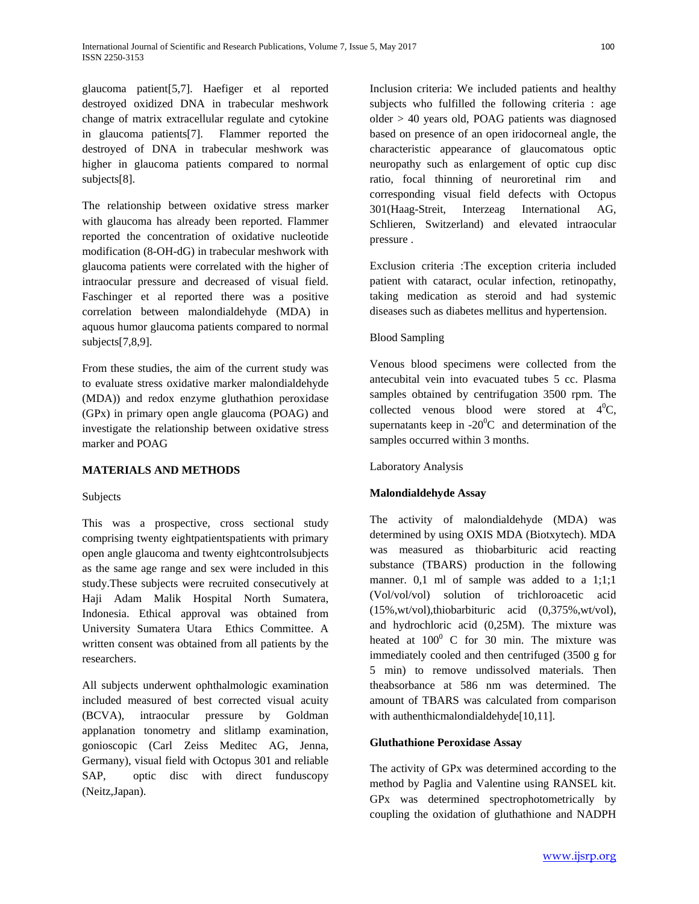glaucoma patient[5,7]. Haefiger et al reported destroyed oxidized DNA in trabecular meshwork change of matrix extracellular regulate and cytokine in glaucoma patients[7]. Flammer reported the destroyed of DNA in trabecular meshwork was higher in glaucoma patients compared to normal subjects[8].

The relationship between oxidative stress marker with glaucoma has already been reported. Flammer reported the concentration of oxidative nucleotide modification (8-OH-dG) in trabecular meshwork with glaucoma patients were correlated with the higher of intraocular pressure and decreased of visual field. Faschinger et al reported there was a positive correlation between malondialdehyde (MDA) in aquous humor glaucoma patients compared to normal subjects[7,8,9].

From these studies, the aim of the current study was to evaluate stress oxidative marker malondialdehyde (MDA)) and redox enzyme gluthathion peroxidase (GPx) in primary open angle glaucoma (POAG) and investigate the relationship between oxidative stress marker and POAG

## MATERIALS AND METHODS

Subjects

This was a prospective, cross sectional study comprising twenty eightpatientspatients with primary open angle glaucoma and twenty eightcontrolsubjects as the same age range and sex were included in this study.These subjects were recruited consecutively at Haji Adam Malik Hospital North Sumatera, Indonesia. Ethical approval was obtained from University Sumatera Utara Ethics Committee. A written consent was obtained from all patients by the researchers.

All subjects underwent ophthalmologic examination included measured of best corrected visual acuity (BCVA), intraocular pressure by Goldman applanation tonometry and slitlamp examination, gonioscopic (Carl Zeiss Meditec AG, Jenna, Germany), visual field with Octopus 301 and reliable SAP, optic disc with direct funduscopy (Neitz,Japan).

Inclusion criteria: We included patients and healthy subjects who fulfilled the following criteria : age older > 40 years old, POAG patients was diagnosed based on presence of an open iridocorneal angle, the characteristic appearance of glaucomatous optic neuropathy such as enlargement of optic cup disc ratio, focal thinning of neuroretinal rim and corresponding visual field defects with Octopus 301(Haag-Streit, Interzeag International AG, Schlieren, Switzerland) and elevated intraocular pressure .

Exclusion criteria :The exception criteria included patient with cataract, ocular infection, retinopathy, taking medication as steroid and had systemic diseases such as diabetes mellitus and hypertension.

Blood Sampling

Venous blood specimens were collected from the antecubital vein into evacuated tubes 5 cc. Plasma samples obtained by centrifugation 3500 rpm. The collected venous blood were stored at $4^0$C, supernatants keep in -$20^0$C and determination of the samples occurred within 3 months.

Laboratory Analysis

**Malondialdehyde Assay**

The activity of malondialdehyde (MDA) was determined by using OXIS MDA (Biotxytech). MDA was measured as thiobarbituric acid reacting substance (TBARS) production in the following manner. 0,1 ml of sample was added to a 1;1;1 (Vol/vol/vol) solution of trichloroacetic acid (15%,wt/vol),thiobarbituric acid (0,375%,wt/vol), and hydrochloric acid (0,25M). The mixture was heated at $100^0$ C for 30 min. The mixture was immediately cooled and then centrifuged (3500 g for 5 min) to remove undissolved materials. Then theabsorbance at 586 nm was determined. The amount of TBARS was calculated from comparison with authenthicmalondialdehyde[10,11].

**Gluthathione Peroxidase Assay**

The activity of GPx was determined according to the method by Paglia and Valentine using RANSEL kit. GPx was determined spectrophotometrically by coupling the oxidation of gluthathione and NADPH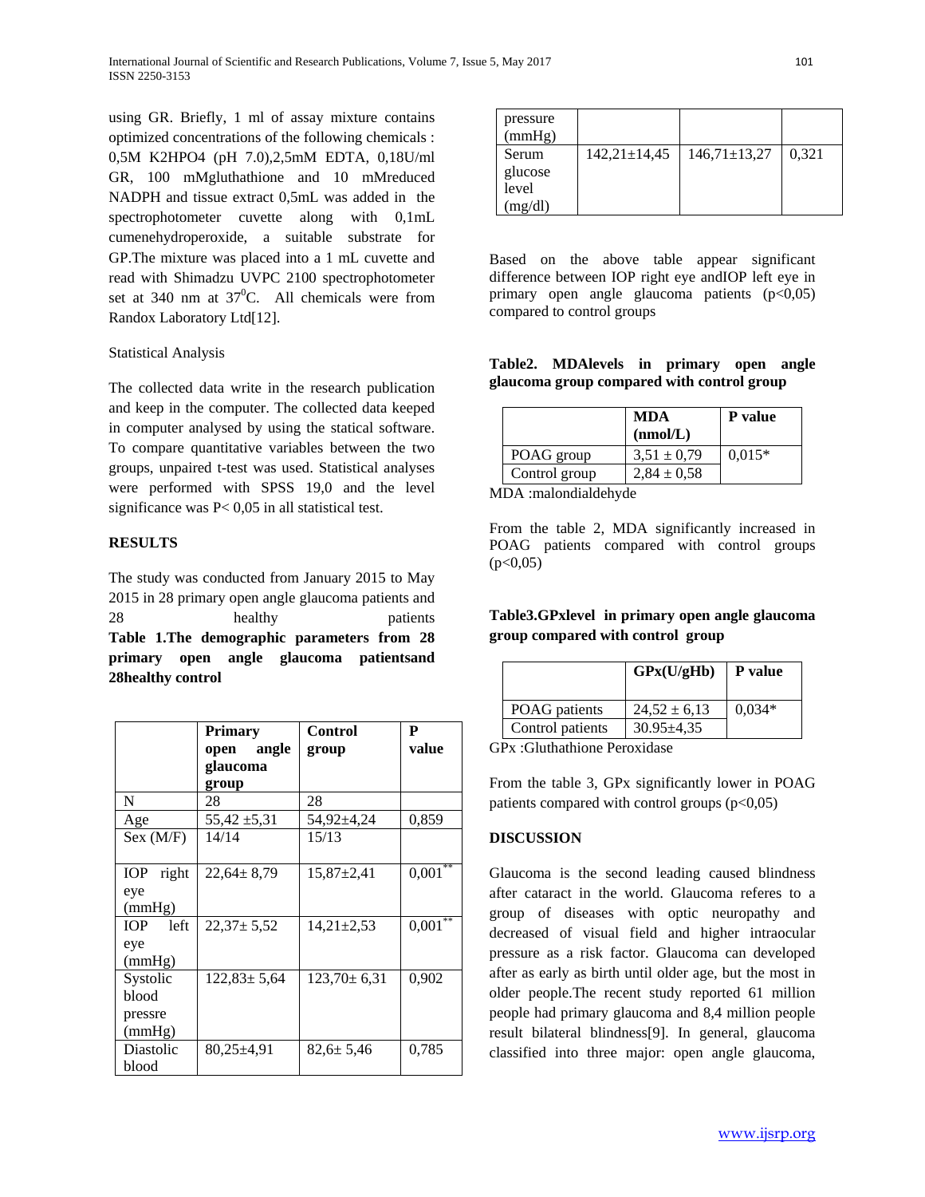using GR. Briefly, 1 ml of assay mixture contains optimized concentrations of the following chemicals : 0,5M $K_2HPO_4$ (pH 7.0),2,5mM EDTA, 0,18U/ml GR, 100 mMgluthathione and 10 mMreduced NADPH and tissue extract 0,5mL was added in the spectrophotometer cuvette along with 0,1mL cumenehydroperoxide, a suitable substrate for GP.The mixture was placed into a 1 mL cuvette and read with Shimadzu UVPC 2100 spectrophotometer set at 340 nm at $37^0$C. All chemicals were from Randox Laboratory Ltd[12].

Statistical Analysis

The collected data write in the research publication and keep in the computer. The collected data keeped in computer analysed by using the statical software. To compare quantitative variables between the two groups, unpaired t-test was used. Statistical analyses were performed with SPSS 19,0 and the level significance was P< 0,05 in all statistical test.

## RESULTS

The study was conducted from January 2015 to May 2015 in 28 primary open angle glaucoma patients and 28 healthy patients

**Table 1.The demographic parameters from 28 primary open angle glaucoma patientsand 28healthy control**

| | **Primary open angle glaucoma group** | **Control group** | **P value** |
|---|---|---|---|
| N | 28 | 28 | |
| Age | 55,42 ±5,31 | 54,92±4,24 | 0,859 |
| Sex (M/F) | 14/14 | 15/13 | |
| IOP right eye (mmHg) | 22,64± 8,79 | 15,87±2,41 | 0,001** |
| IOP left eye (mmHg) | 22,37± 5,52 | 14,21±2,53 | 0,001** |
| Systolic blood pressre (mmHg) | 122,83± 5,64 | 123,70± 6,31 | 0,902 |
| Diastolic blood pressure (mmHg) | 80,25±4,91 | 82,6± 5,46 | 0,785 |
| Serum glucose level (mg/dl) | 142,21±14,45 | 146,71±13,27 | 0,321 |

Based on the above table appear significant difference between IOP right eye andIOP left eye in primary open angle glaucoma patients (p<0,05) compared to control groups

**Table2. MDAlevels in primary open angle glaucoma group compared with control group**

| | **MDA (nmol/L)** | **P value** |
|---|---|---|
| POAG group | 3,51 ± 0,79 | 0,015* |
| Control group | 2,84 ± 0,58 | |

MDA :malondialdehyde

From the table 2, MDA significantly increased in POAG patients compared with control groups (p<0,05)

**Table3.GPxlevel in primary open angle glaucoma group compared with control group**

| | **GPx(U/gHb)** | **P value** |
|---|---|---|
| POAG patients | 24,52 ± 6,13 | 0,034* |
| Control patients | 30.95±4,35 | |

GPx :Gluthathione Peroxidase

From the table 3, GPx significantly lower in POAG patients compared with control groups (p<0,05)

## DISCUSSION

Glaucoma is the second leading caused blindness after cataract in the world. Glaucoma referes to a group of diseases with optic neuropathy and decreased of visual field and higher intraocular pressure as a risk factor. Glaucoma can developed after as early as birth until older age, but the most in older people.The recent study reported 61 million people had primary glaucoma and 8,4 million people result bilateral blindness[9]. In general, glaucoma classified into three major: open angle glaucoma,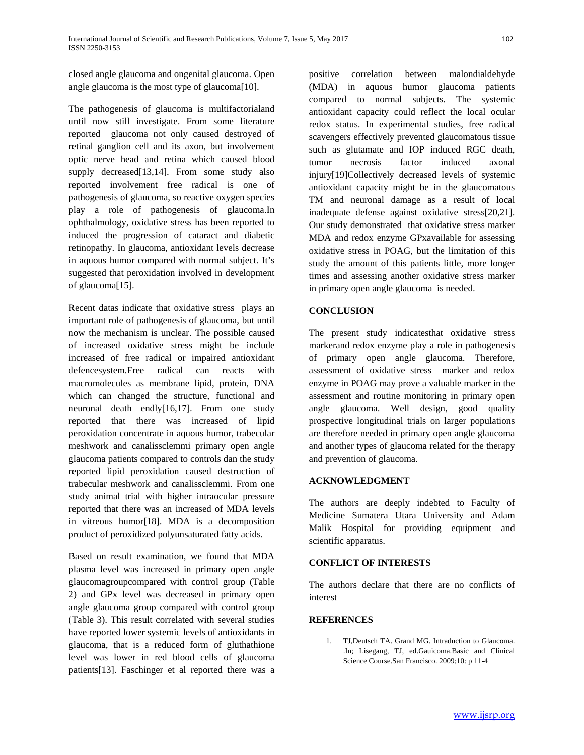closed angle glaucoma and ongenital glaucoma. Open angle glaucoma is the most type of glaucoma[10].

The pathogenesis of glaucoma is multifactorialand until now still investigate. From some literature reported glaucoma not only caused destroyed of retinal ganglion cell and its axon, but involvement optic nerve head and retina which caused blood supply decreased[13,14]. From some study also reported involvement free radical is one of pathogenesis of glaucoma, so reactive oxygen species play a role of pathogenesis of glaucoma.In ophthalmology, oxidative stress has been reported to induced the progression of cataract and diabetic retinopathy. In glaucoma, antioxidant levels decrease in aquous humor compared with normal subject. It's suggested that peroxidation involved in development of glaucoma[15].

Recent datas indicate that oxidative stress plays an important role of pathogenesis of glaucoma, but until now the mechanism is unclear. The possible caused of increased oxidative stress might be include increased of free radical or impaired antioxidant defencesystem.Free radical can reacts with macromolecules as membrane lipid, protein, DNA which can changed the structure, functional and neuronal death endly[16,17]. From one study reported that there was increased of lipid peroxidation concentrate in aquous humor, trabecular meshwork and canalissclemmi primary open angle glaucoma patients compared to controls dan the study reported lipid peroxidation caused destruction of trabecular meshwork and canalissclemmi. From one study animal trial with higher intraocular pressure reported that there was an increased of MDA levels in vitreous humor[18]. MDA is a decomposition product of peroxidized polyunsaturated fatty acids.

Based on result examination, we found that MDA plasma level was increased in primary open angle glaucomagroupcompared with control group (Table 2) and GPx level was decreased in primary open angle glaucoma group compared with control group (Table 3). This result correlated with several studies have reported lower systemic levels of antioxidants in glaucoma, that is a reduced form of gluthathione level was lower in red blood cells of glaucoma patients[13]. Faschinger et al reported there was a positive correlation between malondialdehyde (MDA) in aquous humor glaucoma patients compared to normal subjects. The systemic antioxidant capacity could reflect the local ocular redox status. In experimental studies, free radical scavengers effectively prevented glaucomatous tissue such as glutamate and IOP induced RGC death, tumor necrosis factor induced axonal injury[19]Collectively decreased levels of systemic antioxidant capacity might be in the glaucomatous TM and neuronal damage as a result of local inadequate defense against oxidative stress[20,21]. Our study demonstrated that oxidative stress marker MDA and redox enzyme GPxavailable for assessing oxidative stress in POAG, but the limitation of this study the amount of this patients little, more longer times and assessing another oxidative stress marker in primary open angle glaucoma is needed.

## CONCLUSION

The present study indicatesthat oxidative stress markerand redox enzyme play a role in pathogenesis of primary open angle glaucoma. Therefore, assessment of oxidative stress marker and redox enzyme in POAG may prove a valuable marker in the assessment and routine monitoring in primary open angle glaucoma. Well design, good quality prospective longitudinal trials on larger populations are therefore needed in primary open angle glaucoma and another types of glaucoma related for the therapy and prevention of glaucoma.

## ACKNOWLEDGMENT

The authors are deeply indebted to Faculty of Medicine Sumatera Utara University and Adam Malik Hospital for providing equipment and scientific apparatus.

## CONFLICT OF INTERESTS

The authors declare that there are no conflicts of interest

## REFERENCES

1. TJ,Deutsch TA. Grand MG. Intraduction to Glaucoma. .In; Lisegang, TJ, ed.Gauicoma.Basic and Clinical Science Course.San Francisco. 2009;10: p 11-4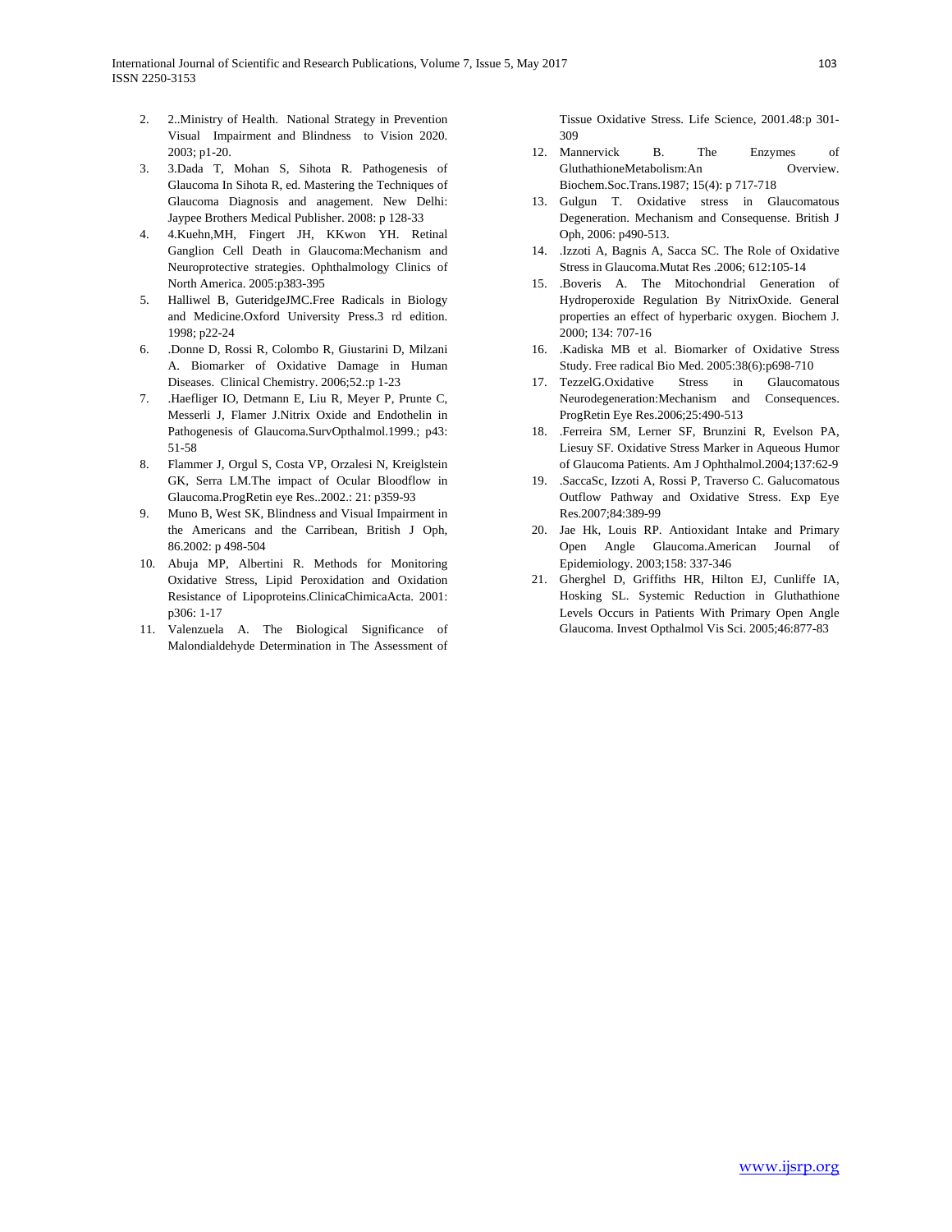2. 2..Ministry of Health. National Strategy in Prevention Visual Impairment and Blindness to Vision 2020. 2003; p1-20.
3. 3.Dada T, Mohan S, Sihota R. Pathogenesis of Glaucoma In Sihota R, ed. Mastering the Techniques of Glaucoma Diagnosis and anagement. New Delhi: Jaypee Brothers Medical Publisher. 2008: p 128-33
4. 4.Kuehn,MH, Fingert JH, KKwon YH. Retinal Ganglion Cell Death in Glaucoma:Mechanism and Neuroprotective strategies. Ophthalmology Clinics of North America. 2005:p383-395
5. Halliwel B, GuteridgeJMC.Free Radicals in Biology and Medicine.Oxford University Press.3 rd edition. 1998; p22-24
6. .Donne D, Rossi R, Colombo R, Giustarini D, Milzani A. Biomarker of Oxidative Damage in Human Diseases. Clinical Chemistry. 2006;52.:p 1-23
7. .Haefliger IO, Detmann E, Liu R, Meyer P, Prunte C, Messerli J, Flamer J.Nitrix Oxide and Endothelin in Pathogenesis of Glaucoma.SurvOpthalmol.1999.; p43: 51-58
8. Flammer J, Orgul S, Costa VP, Orzalesi N, Kreiglstein GK, Serra LM.The impact of Ocular Bloodflow in Glaucoma.ProgRetin eye Res..2002.: 21: p359-93
9. Muno B, West SK, Blindness and Visual Impairment in the Americans and the Carribean, British J Oph, 86.2002: p 498-504
10. Abuja MP, Albertini R. Methods for Monitoring Oxidative Stress, Lipid Peroxidation and Oxidation Resistance of Lipoproteins.ClinicaChimicaActa. 2001: p306: 1-17
11. Valenzuela A. The Biological Significance of Malondialdehyde Determination in The Assessment of Tissue Oxidative Stress. Life Science, 2001.48:p 301-309
12. Mannervick B. The Enzymes of GluthathioneMetabolism:An Overview. Biochem.Soc.Trans.1987; 15(4): p 717-718
13. Gulgun T. Oxidative stress in Glaucomatous Degeneration. Mechanism and Consequense. British J Oph, 2006: p490-513.
14. .Izzoti A, Bagnis A, Sacca SC. The Role of Oxidative Stress in Glaucoma.Mutat Res .2006; 612:105-14
15. .Boveris A. The Mitochondrial Generation of Hydroperoxide Regulation By NitrixOxide. General properties an effect of hyperbaric oxygen. Biochem J. 2000; 134: 707-16
16. .Kadiska MB et al. Biomarker of Oxidative Stress Study. Free radical Bio Med. 2005:38(6):p698-710
17. TezzelG.Oxidative Stress in Glaucomatous Neurodegeneration:Mechanism and Consequences. ProgRetin Eye Res.2006;25:490-513
18. .Ferreira SM, Lerner SF, Brunzini R, Evelson PA, Liesuy SF. Oxidative Stress Marker in Aqueous Humor of Glaucoma Patients. Am J Ophthalmol.2004;137:62-9
19. .SaccaSc, Izzoti A, Rossi P, Traverso C. Galucomatous Outflow Pathway and Oxidative Stress. Exp Eye Res.2007;84:389-99
20. Jae Hk, Louis RP. Antioxidant Intake and Primary Open Angle Glaucoma.American Journal of Epidemiology. 2003;158: 337-346
21. Gherghel D, Griffiths HR, Hilton EJ, Cunliffe IA, Hosking SL. Systemic Reduction in Gluthathione Levels Occurs in Patients With Primary Open Angle Glaucoma. Invest Opthalmol Vis Sci. 2005;46:877-83